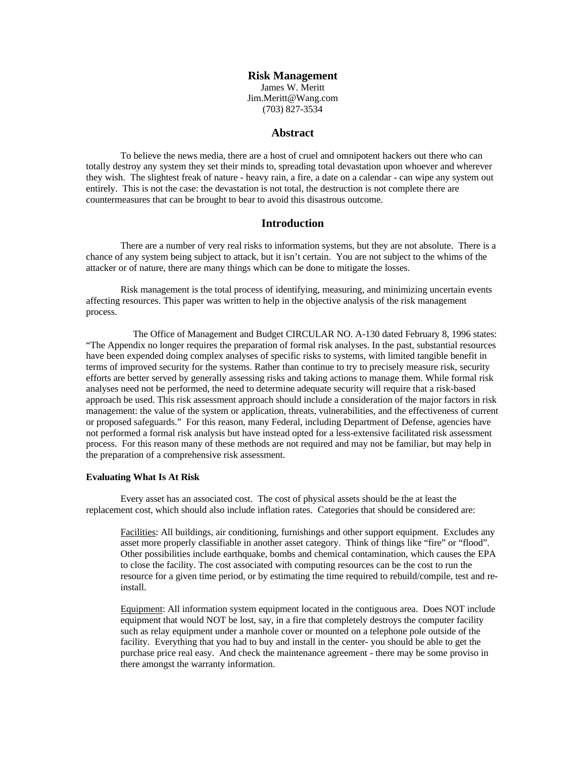# Risk Management

James W. Meritt
Jim.Meritt@Wang.com
(703) 827-3534

## Abstract

To believe the news media, there are a host of cruel and omnipotent hackers out there who can totally destroy any system they set their minds to, spreading total devastation upon whoever and wherever they wish. The slightest freak of nature - heavy rain, a fire, a date on a calendar - can wipe any system out entirely. This is not the case: the devastation is not total, the destruction is not complete there are countermeasures that can be brought to bear to avoid this disastrous outcome.

## Introduction

There are a number of very real risks to information systems, but they are not absolute. There is a chance of any system being subject to attack, but it isn't certain. You are not subject to the whims of the attacker or of nature, there are many things which can be done to mitigate the losses.

Risk management is the total process of identifying, measuring, and minimizing uncertain events affecting resources. This paper was written to help in the objective analysis of the risk management process.

The Office of Management and Budget CIRCULAR NO. A-130 dated February 8, 1996 states: "The Appendix no longer requires the preparation of formal risk analyses. In the past, substantial resources have been expended doing complex analyses of specific risks to systems, with limited tangible benefit in terms of improved security for the systems. Rather than continue to try to precisely measure risk, security efforts are better served by generally assessing risks and taking actions to manage them. While formal risk analyses need not be performed, the need to determine adequate security will require that a risk-based approach be used. This risk assessment approach should include a consideration of the major factors in risk management: the value of the system or application, threats, vulnerabilities, and the effectiveness of current or proposed safeguards." For this reason, many Federal, including Department of Defense, agencies have not performed a formal risk analysis but have instead opted for a less-extensive facilitated risk assessment process. For this reason many of these methods are not required and may not be familiar, but may help in the preparation of a comprehensive risk assessment.

**Evaluating What Is At Risk**

Every asset has an associated cost. The cost of physical assets should be the at least the replacement cost, which should also include inflation rates. Categories that should be considered are:

Facilities: All buildings, air conditioning, furnishings and other support equipment. Excludes any asset more properly classifiable in another asset category. Think of things like "fire" or "flood". Other possibilities include earthquake, bombs and chemical contamination, which causes the EPA to close the facility. The cost associated with computing resources can be the cost to run the resource for a given time period, or by estimating the time required to rebuild/compile, test and re-install.

Equipment: All information system equipment located in the contiguous area. Does NOT include equipment that would NOT be lost, say, in a fire that completely destroys the computer facility such as relay equipment under a manhole cover or mounted on a telephone pole outside of the facility. Everything that you had to buy and install in the center- you should be able to get the purchase price real easy. And check the maintenance agreement - there may be some proviso in there amongst the warranty information.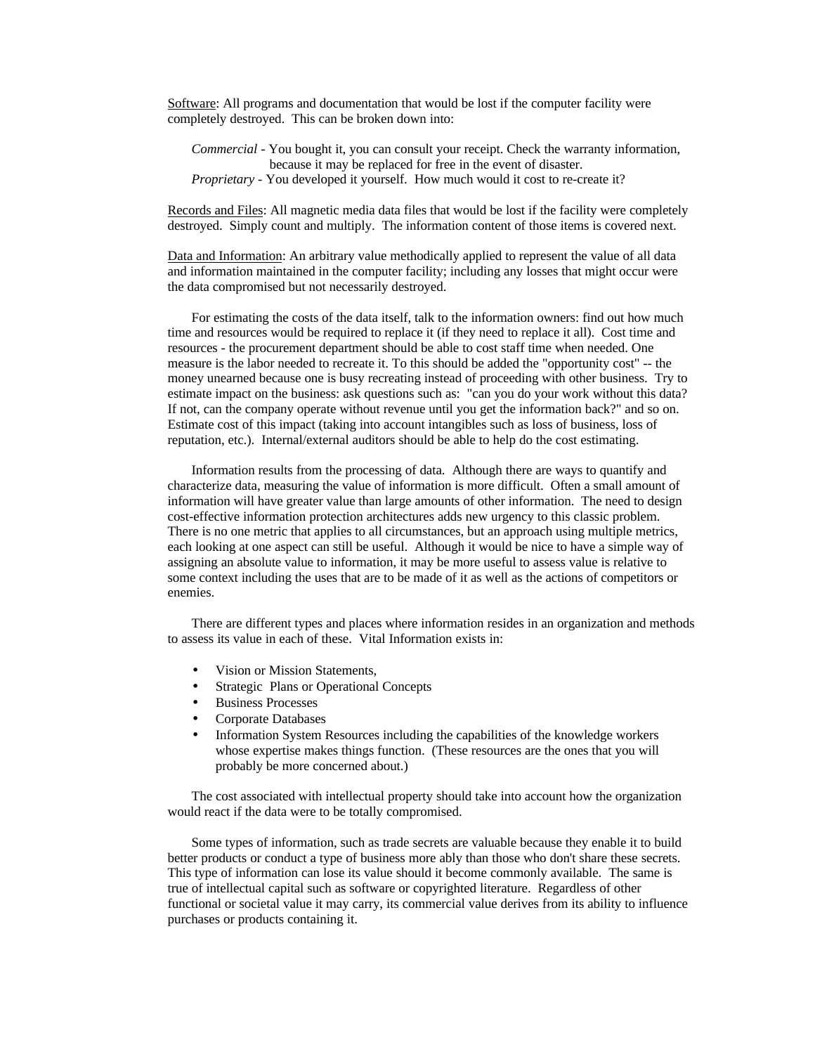<u>Software</u>: All programs and documentation that would be lost if the computer facility were completely destroyed.  This can be broken down into:

*Commercial* - You bought it, you can consult your receipt. Check the warranty information, because it may be replaced for free in the event of disaster.
*Proprietary* - You developed it yourself.  How much would it cost to re-create it?

<u>Records and Files</u>: All magnetic media data files that would be lost if the facility were completely destroyed.  Simply count and multiply.  The information content of those items is covered next.

<u>Data and Information</u>: An arbitrary value methodically applied to represent the value of all data and information maintained in the computer facility; including any losses that might occur were the data compromised but not necessarily destroyed.

For estimating the costs of the data itself, talk to the information owners: find out how much time and resources would be required to replace it (if they need to replace it all).  Cost time and resources - the procurement department should be able to cost staff time when needed. One measure is the labor needed to recreate it. To this should be added the "opportunity cost" -- the money unearned because one is busy recreating instead of proceeding with other business.  Try to estimate impact on the business: ask questions such as:  "can you do your work without this data? If not, can the company operate without revenue until you get the information back?" and so on. Estimate cost of this impact (taking into account intangibles such as loss of business, loss of reputation, etc.).  Internal/external auditors should be able to help do the cost estimating.

Information results from the processing of data.  Although there are ways to quantify and characterize data, measuring the value of information is more difficult.  Often a small amount of information will have greater value than large amounts of other information.  The need to design cost-effective information protection architectures adds new urgency to this classic problem. There is no one metric that applies to all circumstances, but an approach using multiple metrics, each looking at one aspect can still be useful.  Although it would be nice to have a simple way of assigning an absolute value to information, it may be more useful to assess value is relative to some context including the uses that are to be made of it as well as the actions of competitors or enemies.

There are different types and places where information resides in an organization and methods to assess its value in each of these.  Vital Information exists in:

- Vision or Mission Statements,
- Strategic  Plans or Operational Concepts
- Business Processes
- Corporate Databases
- Information System Resources including the capabilities of the knowledge workers whose expertise makes things function.  (These resources are the ones that you will probably be more concerned about.)

The cost associated with intellectual property should take into account how the organization would react if the data were to be totally compromised.

Some types of information, such as trade secrets are valuable because they enable it to build better products or conduct a type of business more ably than those who don't share these secrets. This type of information can lose its value should it become commonly available.  The same is true of intellectual capital such as software or copyrighted literature.  Regardless of other functional or societal value it may carry, its commercial value derives from its ability to influence purchases or products containing it.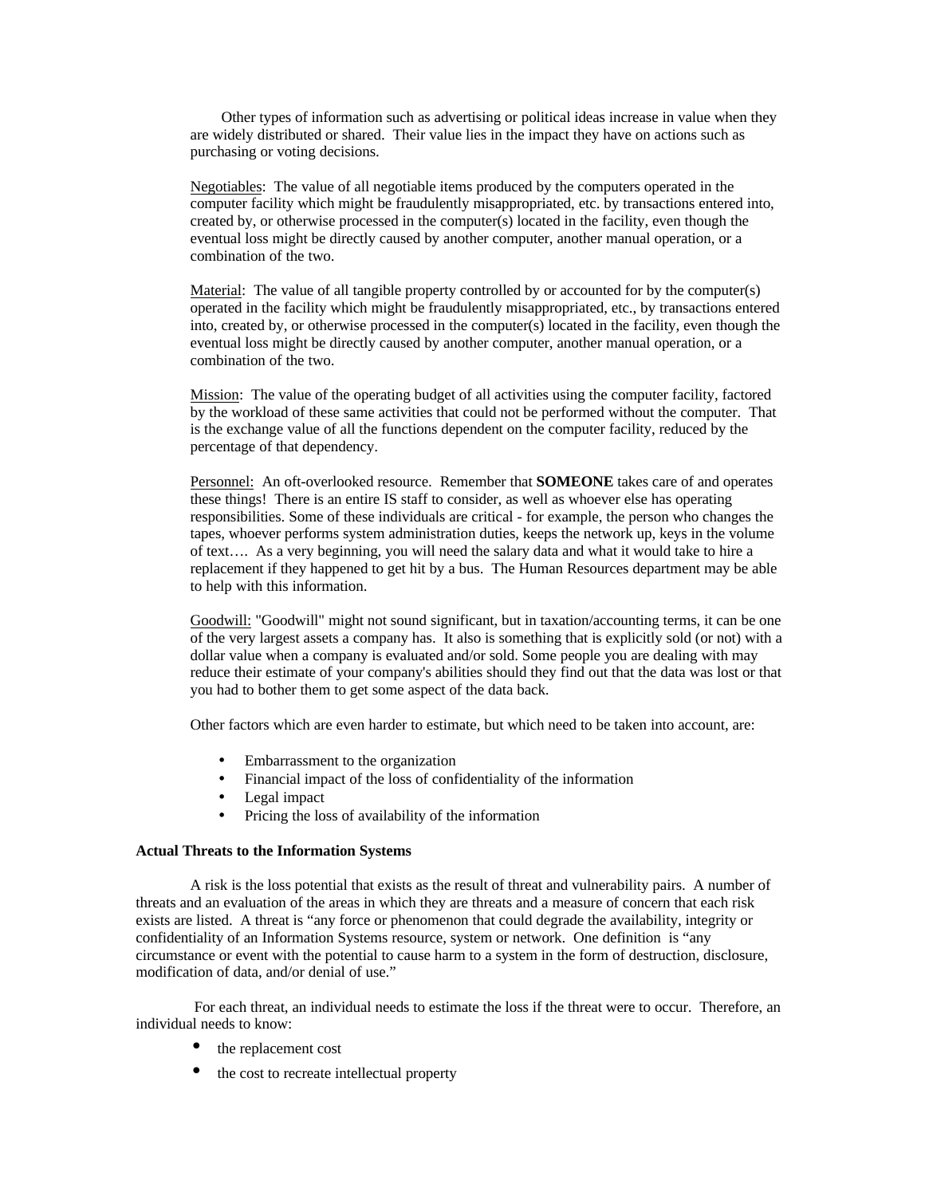Other types of information such as advertising or political ideas increase in value when they are widely distributed or shared. Their value lies in the impact they have on actions such as purchasing or voting decisions.

Negotiables: The value of all negotiable items produced by the computers operated in the computer facility which might be fraudulently misappropriated, etc. by transactions entered into, created by, or otherwise processed in the computer(s) located in the facility, even though the eventual loss might be directly caused by another computer, another manual operation, or a combination of the two.

Material: The value of all tangible property controlled by or accounted for by the computer(s) operated in the facility which might be fraudulently misappropriated, etc., by transactions entered into, created by, or otherwise processed in the computer(s) located in the facility, even though the eventual loss might be directly caused by another computer, another manual operation, or a combination of the two.

Mission: The value of the operating budget of all activities using the computer facility, factored by the workload of these same activities that could not be performed without the computer. That is the exchange value of all the functions dependent on the computer facility, reduced by the percentage of that dependency.

Personnel: An oft-overlooked resource. Remember that **SOMEONE** takes care of and operates these things! There is an entire IS staff to consider, as well as whoever else has operating responsibilities. Some of these individuals are critical - for example, the person who changes the tapes, whoever performs system administration duties, keeps the network up, keys in the volume of text…. As a very beginning, you will need the salary data and what it would take to hire a replacement if they happened to get hit by a bus. The Human Resources department may be able to help with this information.

Goodwill: "Goodwill" might not sound significant, but in taxation/accounting terms, it can be one of the very largest assets a company has. It also is something that is explicitly sold (or not) with a dollar value when a company is evaluated and/or sold. Some people you are dealing with may reduce their estimate of your company's abilities should they find out that the data was lost or that you had to bother them to get some aspect of the data back.

Other factors which are even harder to estimate, but which need to be taken into account, are:

- Embarrassment to the organization
- Financial impact of the loss of confidentiality of the information
- Legal impact
- Pricing the loss of availability of the information

**Actual Threats to the Information Systems**

A risk is the loss potential that exists as the result of threat and vulnerability pairs. A number of threats and an evaluation of the areas in which they are threats and a measure of concern that each risk exists are listed. A threat is "any force or phenomenon that could degrade the availability, integrity or confidentiality of an Information Systems resource, system or network. One definition is "any circumstance or event with the potential to cause harm to a system in the form of destruction, disclosure, modification of data, and/or denial of use."

For each threat, an individual needs to estimate the loss if the threat were to occur. Therefore, an individual needs to know:

- the replacement cost
- the cost to recreate intellectual property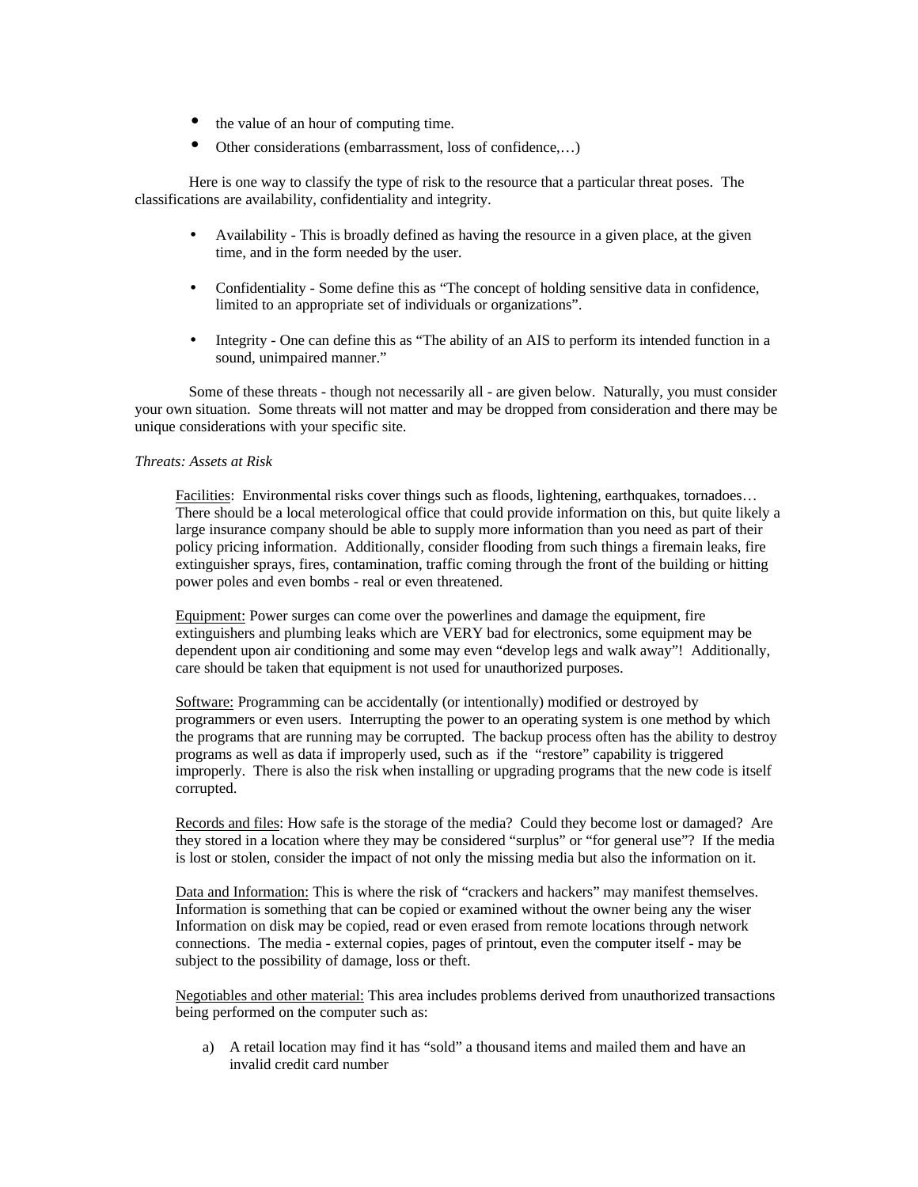- the value of an hour of computing time.
- Other considerations (embarrassment, loss of confidence,…)

Here is one way to classify the type of risk to the resource that a particular threat poses. The classifications are availability, confidentiality and integrity.

- Availability - This is broadly defined as having the resource in a given place, at the given time, and in the form needed by the user.
- Confidentiality - Some define this as "The concept of holding sensitive data in confidence, limited to an appropriate set of individuals or organizations".
- Integrity - One can define this as "The ability of an AIS to perform its intended function in a sound, unimpaired manner."

Some of these threats - though not necessarily all - are given below. Naturally, you must consider your own situation. Some threats will not matter and may be dropped from consideration and there may be unique considerations with your specific site.

*Threats: Assets at Risk*

Facilities: Environmental risks cover things such as floods, lightening, earthquakes, tornadoes… There should be a local meterological office that could provide information on this, but quite likely a large insurance company should be able to supply more information than you need as part of their policy pricing information. Additionally, consider flooding from such things a firemain leaks, fire extinguisher sprays, fires, contamination, traffic coming through the front of the building or hitting power poles and even bombs - real or even threatened.

Equipment: Power surges can come over the powerlines and damage the equipment, fire extinguishers and plumbing leaks which are VERY bad for electronics, some equipment may be dependent upon air conditioning and some may even "develop legs and walk away"! Additionally, care should be taken that equipment is not used for unauthorized purposes.

Software: Programming can be accidentally (or intentionally) modified or destroyed by programmers or even users. Interrupting the power to an operating system is one method by which the programs that are running may be corrupted. The backup process often has the ability to destroy programs as well as data if improperly used, such as if the "restore" capability is triggered improperly. There is also the risk when installing or upgrading programs that the new code is itself corrupted.

Records and files: How safe is the storage of the media? Could they become lost or damaged? Are they stored in a location where they may be considered "surplus" or "for general use"? If the media is lost or stolen, consider the impact of not only the missing media but also the information on it.

Data and Information: This is where the risk of "crackers and hackers" may manifest themselves. Information is something that can be copied or examined without the owner being any the wiser Information on disk may be copied, read or even erased from remote locations through network connections. The media - external copies, pages of printout, even the computer itself - may be subject to the possibility of damage, loss or theft.

Negotiables and other material: This area includes problems derived from unauthorized transactions being performed on the computer such as:

a) A retail location may find it has "sold" a thousand items and mailed them and have an invalid credit card number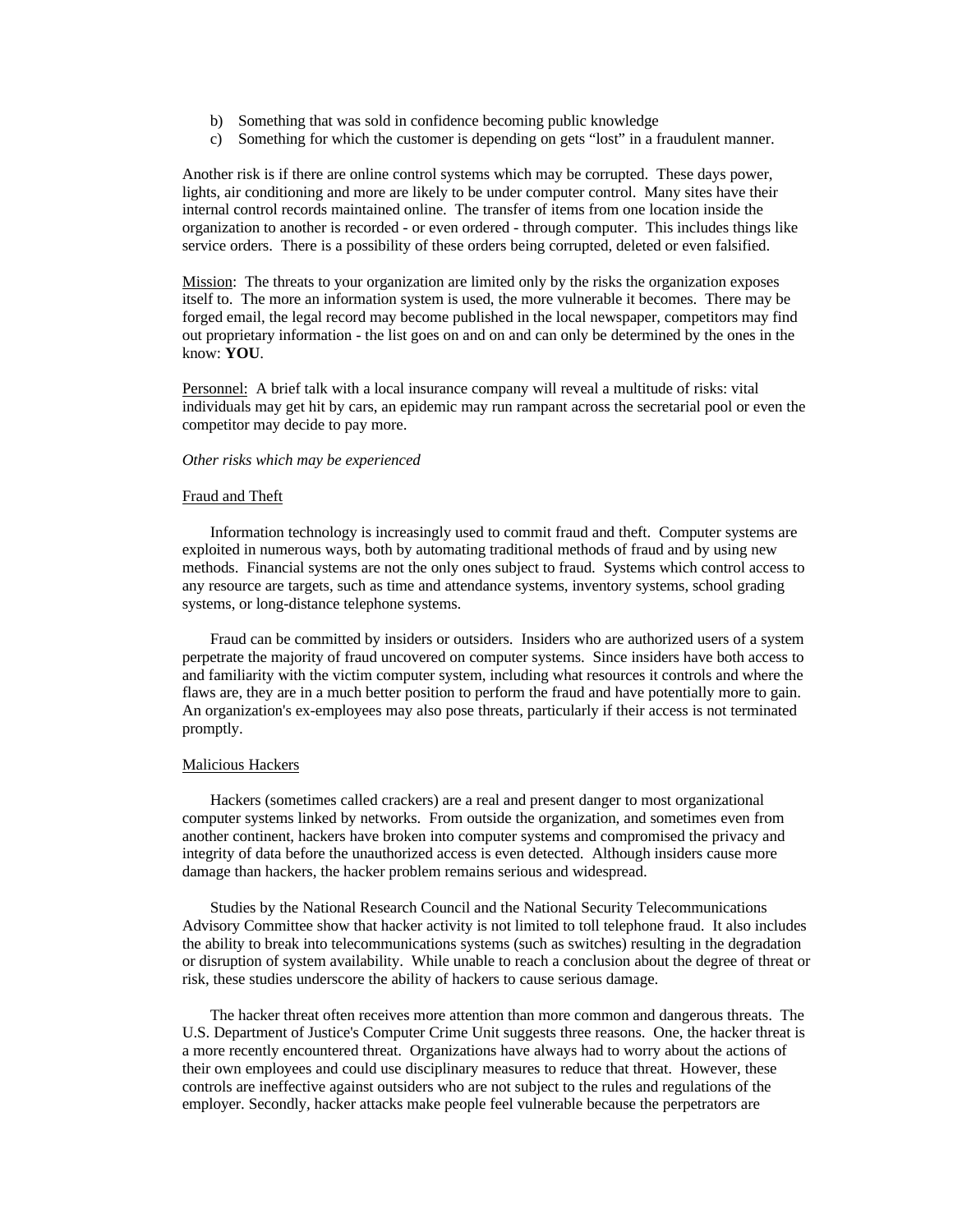b) Something that was sold in confidence becoming public knowledge
c) Something for which the customer is depending on gets "lost" in a fraudulent manner.

Another risk is if there are online control systems which may be corrupted. These days power, lights, air conditioning and more are likely to be under computer control. Many sites have their internal control records maintained online. The transfer of items from one location inside the organization to another is recorded - or even ordered - through computer. This includes things like service orders. There is a possibility of these orders being corrupted, deleted or even falsified.

<u>Mission</u>: The threats to your organization are limited only by the risks the organization exposes itself to. The more an information system is used, the more vulnerable it becomes. There may be forged email, the legal record may become published in the local newspaper, competitors may find out proprietary information - the list goes on and on and can only be determined by the ones in the know: **YOU**.

<u>Personnel:</u> A brief talk with a local insurance company will reveal a multitude of risks: vital individuals may get hit by cars, an epidemic may run rampant across the secretarial pool or even the competitor may decide to pay more.

*Other risks which may be experienced*

<u>Fraud and Theft</u>

Information technology is increasingly used to commit fraud and theft. Computer systems are exploited in numerous ways, both by automating traditional methods of fraud and by using new methods. Financial systems are not the only ones subject to fraud. Systems which control access to any resource are targets, such as time and attendance systems, inventory systems, school grading systems, or long-distance telephone systems.

Fraud can be committed by insiders or outsiders. Insiders who are authorized users of a system perpetrate the majority of fraud uncovered on computer systems. Since insiders have both access to and familiarity with the victim computer system, including what resources it controls and where the flaws are, they are in a much better position to perform the fraud and have potentially more to gain. An organization's ex-employees may also pose threats, particularly if their access is not terminated promptly.

<u>Malicious Hackers</u>

Hackers (sometimes called crackers) are a real and present danger to most organizational computer systems linked by networks. From outside the organization, and sometimes even from another continent, hackers have broken into computer systems and compromised the privacy and integrity of data before the unauthorized access is even detected. Although insiders cause more damage than hackers, the hacker problem remains serious and widespread.

Studies by the National Research Council and the National Security Telecommunications Advisory Committee show that hacker activity is not limited to toll telephone fraud. It also includes the ability to break into telecommunications systems (such as switches) resulting in the degradation or disruption of system availability. While unable to reach a conclusion about the degree of threat or risk, these studies underscore the ability of hackers to cause serious damage.

The hacker threat often receives more attention than more common and dangerous threats. The U.S. Department of Justice's Computer Crime Unit suggests three reasons. One, the hacker threat is a more recently encountered threat. Organizations have always had to worry about the actions of their own employees and could use disciplinary measures to reduce that threat. However, these controls are ineffective against outsiders who are not subject to the rules and regulations of the employer. Secondly, hacker attacks make people feel vulnerable because the perpetrators are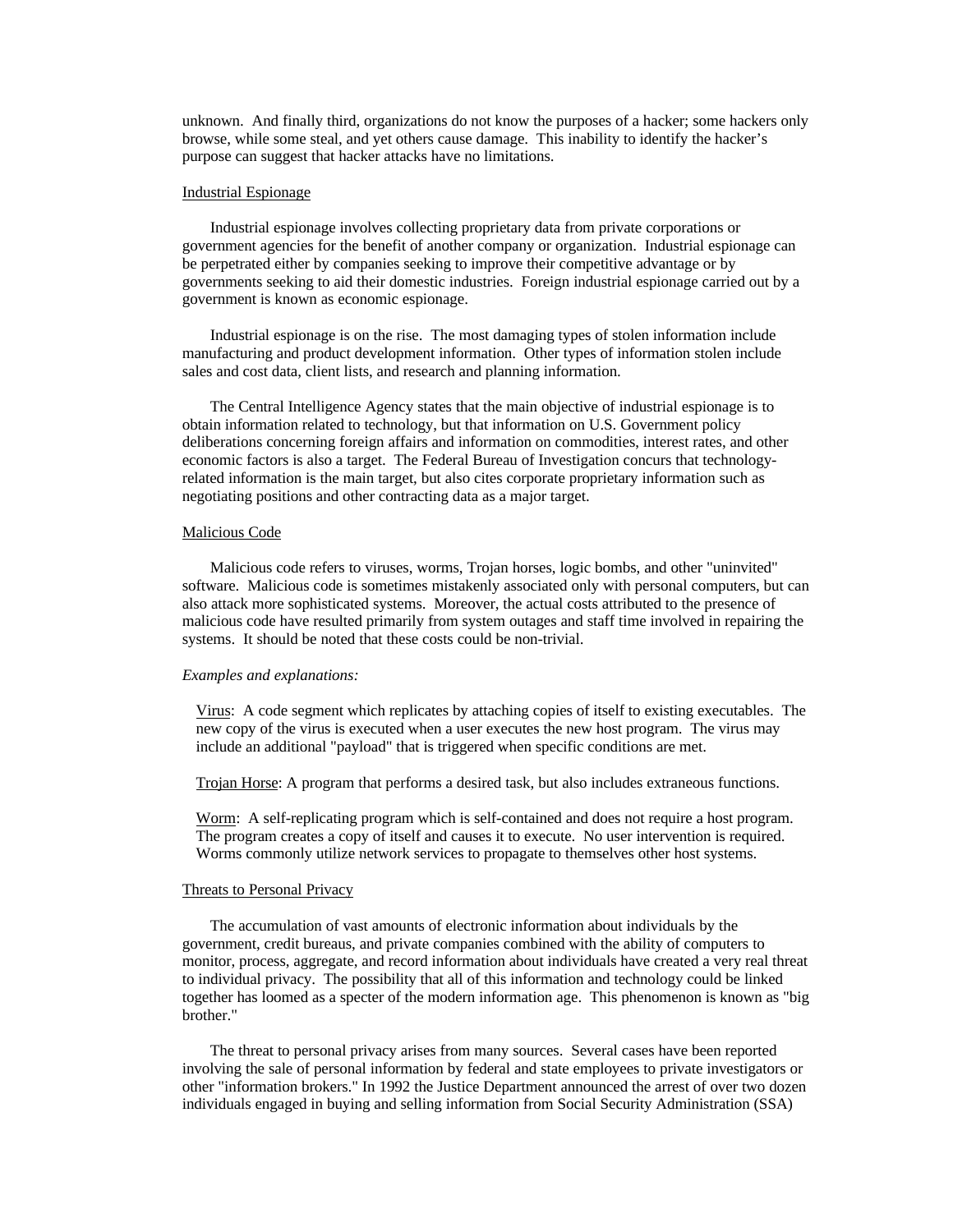unknown. And finally third, organizations do not know the purposes of a hacker; some hackers only browse, while some steal, and yet others cause damage. This inability to identify the hacker's purpose can suggest that hacker attacks have no limitations.

<u>Industrial Espionage</u>

Industrial espionage involves collecting proprietary data from private corporations or government agencies for the benefit of another company or organization. Industrial espionage can be perpetrated either by companies seeking to improve their competitive advantage or by governments seeking to aid their domestic industries. Foreign industrial espionage carried out by a government is known as economic espionage.

Industrial espionage is on the rise. The most damaging types of stolen information include manufacturing and product development information. Other types of information stolen include sales and cost data, client lists, and research and planning information.

The Central Intelligence Agency states that the main objective of industrial espionage is to obtain information related to technology, but that information on U.S. Government policy deliberations concerning foreign affairs and information on commodities, interest rates, and other economic factors is also a target. The Federal Bureau of Investigation concurs that technology-related information is the main target, but also cites corporate proprietary information such as negotiating positions and other contracting data as a major target.

<u>Malicious Code</u>

Malicious code refers to viruses, worms, Trojan horses, logic bombs, and other "uninvited" software. Malicious code is sometimes mistakenly associated only with personal computers, but can also attack more sophisticated systems. Moreover, the actual costs attributed to the presence of malicious code have resulted primarily from system outages and staff time involved in repairing the systems. It should be noted that these costs could be non-trivial.

*Examples and explanations:*

<u>Virus</u>: A code segment which replicates by attaching copies of itself to existing executables. The new copy of the virus is executed when a user executes the new host program. The virus may include an additional "payload" that is triggered when specific conditions are met.

<u>Trojan Horse</u>: A program that performs a desired task, but also includes extraneous functions.

<u>Worm</u>: A self-replicating program which is self-contained and does not require a host program. The program creates a copy of itself and causes it to execute. No user intervention is required. Worms commonly utilize network services to propagate to themselves other host systems.

<u>Threats to Personal Privacy</u>

The accumulation of vast amounts of electronic information about individuals by the government, credit bureaus, and private companies combined with the ability of computers to monitor, process, aggregate, and record information about individuals have created a very real threat to individual privacy. The possibility that all of this information and technology could be linked together has loomed as a specter of the modern information age. This phenomenon is known as "big brother."

The threat to personal privacy arises from many sources. Several cases have been reported involving the sale of personal information by federal and state employees to private investigators or other "information brokers." In 1992 the Justice Department announced the arrest of over two dozen individuals engaged in buying and selling information from Social Security Administration (SSA)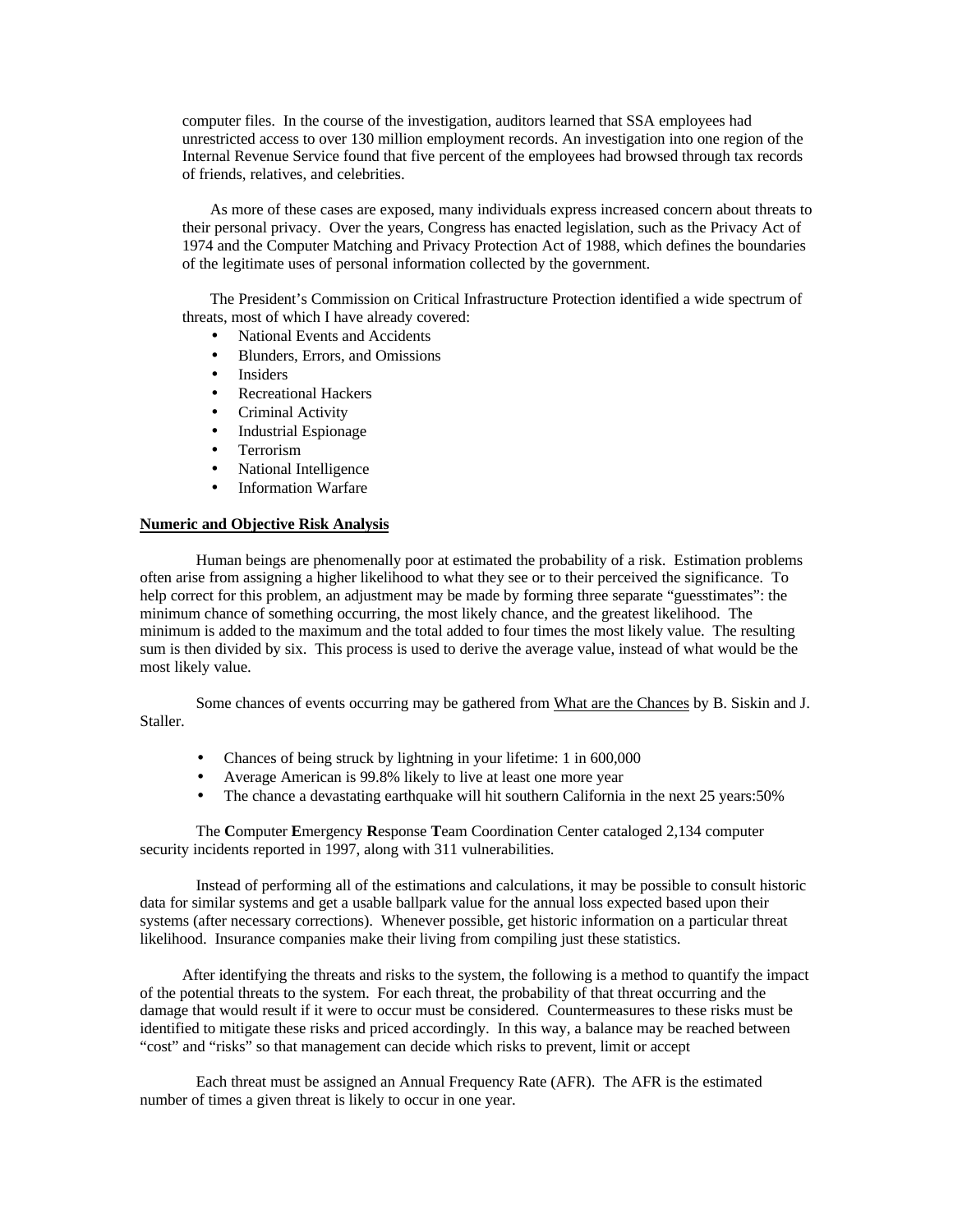computer files. In the course of the investigation, auditors learned that SSA employees had unrestricted access to over 130 million employment records. An investigation into one region of the Internal Revenue Service found that five percent of the employees had browsed through tax records of friends, relatives, and celebrities.

As more of these cases are exposed, many individuals express increased concern about threats to their personal privacy. Over the years, Congress has enacted legislation, such as the Privacy Act of 1974 and the Computer Matching and Privacy Protection Act of 1988, which defines the boundaries of the legitimate uses of personal information collected by the government.

The President's Commission on Critical Infrastructure Protection identified a wide spectrum of threats, most of which I have already covered:

- National Events and Accidents
- Blunders, Errors, and Omissions
- Insiders
- Recreational Hackers
- Criminal Activity
- Industrial Espionage
- Terrorism
- National Intelligence
- Information Warfare

## Numeric and Objective Risk Analysis

Human beings are phenomenally poor at estimated the probability of a risk. Estimation problems often arise from assigning a higher likelihood to what they see or to their perceived the significance. To help correct for this problem, an adjustment may be made by forming three separate "guesstimates": the minimum chance of something occurring, the most likely chance, and the greatest likelihood. The minimum is added to the maximum and the total added to four times the most likely value. The resulting sum is then divided by six. This process is used to derive the average value, instead of what would be the most likely value.

Some chances of events occurring may be gathered from What are the Chances by B. Siskin and J. Staller.

- Chances of being struck by lightning in your lifetime: 1 in 600,000
- Average American is 99.8% likely to live at least one more year
- The chance a devastating earthquake will hit southern California in the next 25 years:50%

The **C**omputer **E**mergency **R**esponse **T**eam Coordination Center cataloged 2,134 computer security incidents reported in 1997, along with 311 vulnerabilities.

Instead of performing all of the estimations and calculations, it may be possible to consult historic data for similar systems and get a usable ballpark value for the annual loss expected based upon their systems (after necessary corrections). Whenever possible, get historic information on a particular threat likelihood. Insurance companies make their living from compiling just these statistics.

After identifying the threats and risks to the system, the following is a method to quantify the impact of the potential threats to the system. For each threat, the probability of that threat occurring and the damage that would result if it were to occur must be considered. Countermeasures to these risks must be identified to mitigate these risks and priced accordingly. In this way, a balance may be reached between "cost" and "risks" so that management can decide which risks to prevent, limit or accept

Each threat must be assigned an Annual Frequency Rate (AFR). The AFR is the estimated number of times a given threat is likely to occur in one year.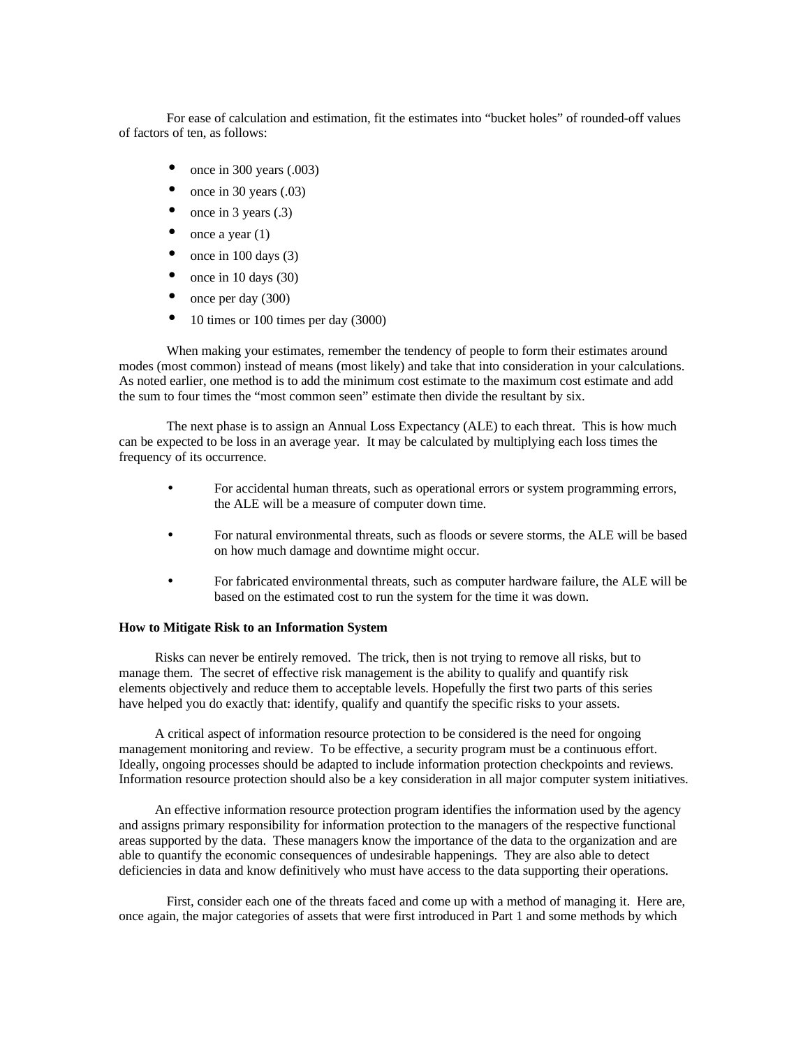For ease of calculation and estimation, fit the estimates into "bucket holes" of rounded-off values of factors of ten, as follows:

- once in 300 years (.003)
- once in 30 years (.03)
- once in 3 years (.3)
- once a year (1)
- once in 100 days (3)
- once in 10 days (30)
- once per day (300)
- 10 times or 100 times per day (3000)

When making your estimates, remember the tendency of people to form their estimates around modes (most common) instead of means (most likely) and take that into consideration in your calculations. As noted earlier, one method is to add the minimum cost estimate to the maximum cost estimate and add the sum to four times the "most common seen" estimate then divide the resultant by six.

The next phase is to assign an Annual Loss Expectancy (ALE) to each threat. This is how much can be expected to be loss in an average year. It may be calculated by multiplying each loss times the frequency of its occurrence.

- For accidental human threats, such as operational errors or system programming errors, the ALE will be a measure of computer down time.
- For natural environmental threats, such as floods or severe storms, the ALE will be based on how much damage and downtime might occur.
- For fabricated environmental threats, such as computer hardware failure, the ALE will be based on the estimated cost to run the system for the time it was down.

**How to Mitigate Risk to an Information System**

Risks can never be entirely removed. The trick, then is not trying to remove all risks, but to manage them. The secret of effective risk management is the ability to qualify and quantify risk elements objectively and reduce them to acceptable levels. Hopefully the first two parts of this series have helped you do exactly that: identify, qualify and quantify the specific risks to your assets.

A critical aspect of information resource protection to be considered is the need for ongoing management monitoring and review. To be effective, a security program must be a continuous effort. Ideally, ongoing processes should be adapted to include information protection checkpoints and reviews. Information resource protection should also be a key consideration in all major computer system initiatives.

An effective information resource protection program identifies the information used by the agency and assigns primary responsibility for information protection to the managers of the respective functional areas supported by the data. These managers know the importance of the data to the organization and are able to quantify the economic consequences of undesirable happenings. They are also able to detect deficiencies in data and know definitively who must have access to the data supporting their operations.

First, consider each one of the threats faced and come up with a method of managing it. Here are, once again, the major categories of assets that were first introduced in Part 1 and some methods by which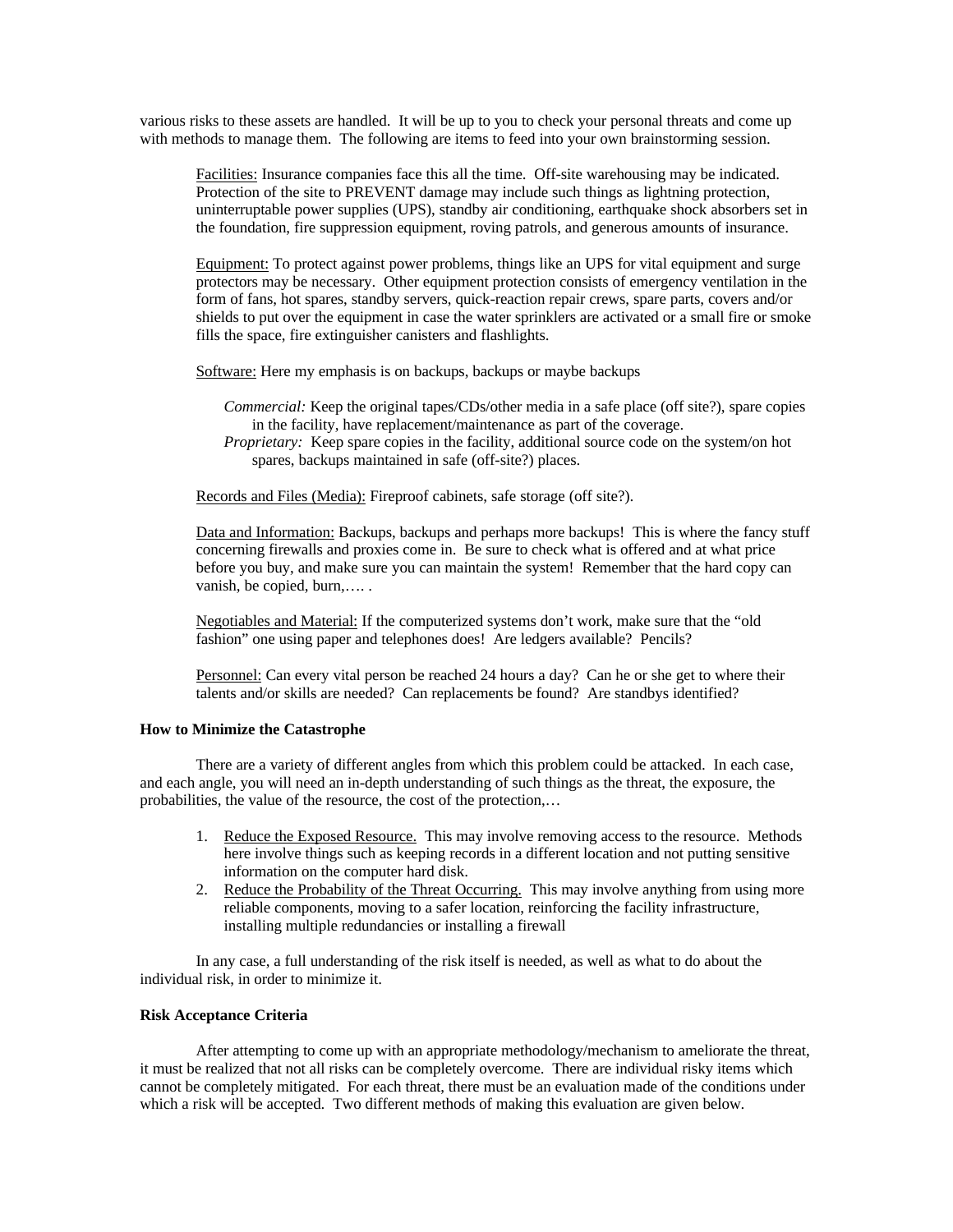various risks to these assets are handled. It will be up to you to check your personal threats and come up with methods to manage them. The following are items to feed into your own brainstorming session.

Facilities: Insurance companies face this all the time. Off-site warehousing may be indicated. Protection of the site to PREVENT damage may include such things as lightning protection, uninterruptable power supplies (UPS), standby air conditioning, earthquake shock absorbers set in the foundation, fire suppression equipment, roving patrols, and generous amounts of insurance.

Equipment: To protect against power problems, things like an UPS for vital equipment and surge protectors may be necessary. Other equipment protection consists of emergency ventilation in the form of fans, hot spares, standby servers, quick-reaction repair crews, spare parts, covers and/or shields to put over the equipment in case the water sprinklers are activated or a small fire or smoke fills the space, fire extinguisher canisters and flashlights.

Software: Here my emphasis is on backups, backups or maybe backups

*Commercial:* Keep the original tapes/CDs/other media in a safe place (off site?), spare copies in the facility, have replacement/maintenance as part of the coverage.
*Proprietary:* Keep spare copies in the facility, additional source code on the system/on hot spares, backups maintained in safe (off-site?) places.

Records and Files (Media): Fireproof cabinets, safe storage (off site?).

Data and Information: Backups, backups and perhaps more backups! This is where the fancy stuff concerning firewalls and proxies come in. Be sure to check what is offered and at what price before you buy, and make sure you can maintain the system! Remember that the hard copy can vanish, be copied, burn,…. .

Negotiables and Material: If the computerized systems don't work, make sure that the "old fashion" one using paper and telephones does! Are ledgers available? Pencils?

Personnel: Can every vital person be reached 24 hours a day? Can he or she get to where their talents and/or skills are needed? Can replacements be found? Are standbys identified?

**How to Minimize the Catastrophe**

There are a variety of different angles from which this problem could be attacked. In each case, and each angle, you will need an in-depth understanding of such things as the threat, the exposure, the probabilities, the value of the resource, the cost of the protection,…

1. Reduce the Exposed Resource. This may involve removing access to the resource. Methods here involve things such as keeping records in a different location and not putting sensitive information on the computer hard disk.
2. Reduce the Probability of the Threat Occurring. This may involve anything from using more reliable components, moving to a safer location, reinforcing the facility infrastructure, installing multiple redundancies or installing a firewall

In any case, a full understanding of the risk itself is needed, as well as what to do about the individual risk, in order to minimize it.

**Risk Acceptance Criteria**

After attempting to come up with an appropriate methodology/mechanism to ameliorate the threat, it must be realized that not all risks can be completely overcome. There are individual risky items which cannot be completely mitigated. For each threat, there must be an evaluation made of the conditions under which a risk will be accepted. Two different methods of making this evaluation are given below.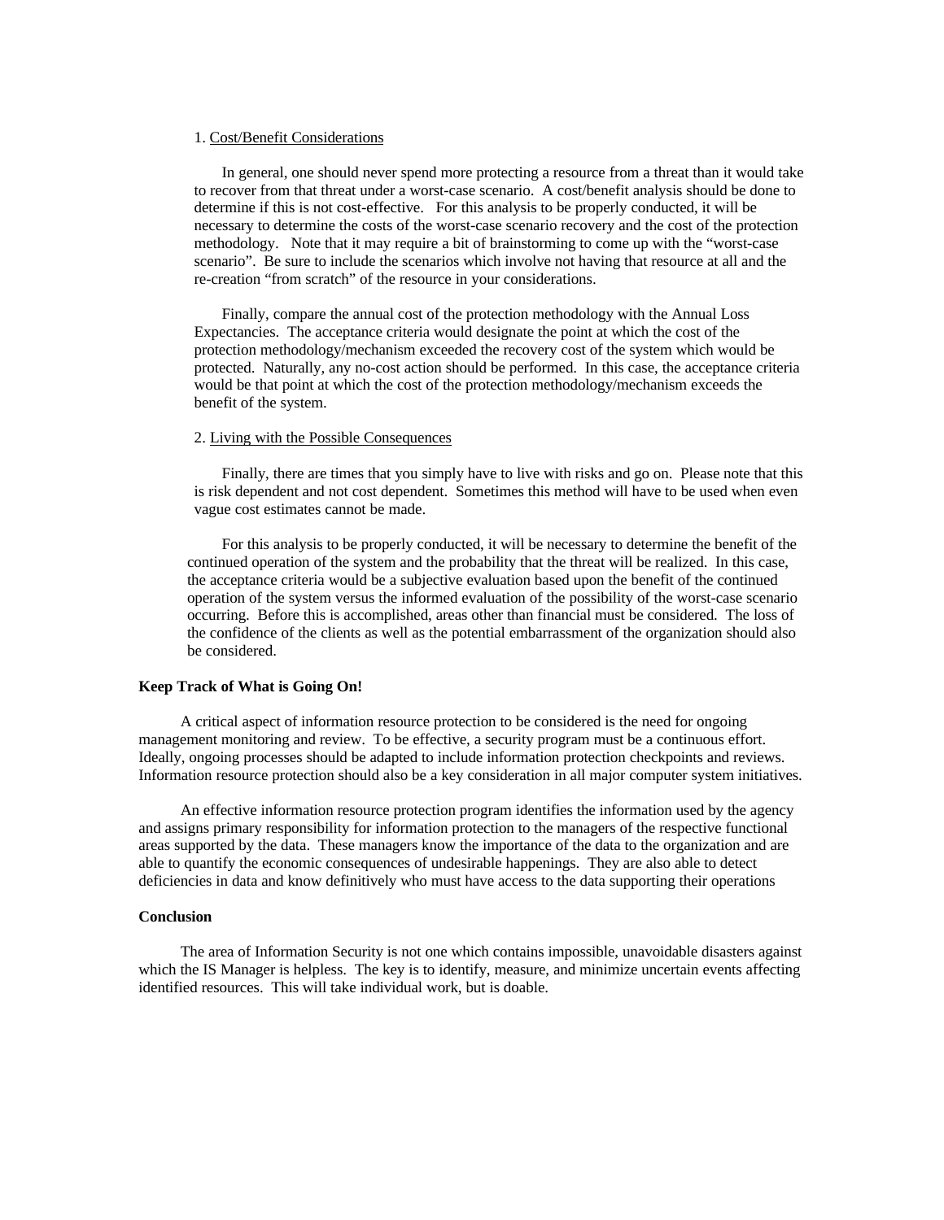1. <u>Cost/Benefit Considerations</u>

In general, one should never spend more protecting a resource from a threat than it would take to recover from that threat under a worst-case scenario. A cost/benefit analysis should be done to determine if this is not cost-effective. For this analysis to be properly conducted, it will be necessary to determine the costs of the worst-case scenario recovery and the cost of the protection methodology. Note that it may require a bit of brainstorming to come up with the "worst-case scenario". Be sure to include the scenarios which involve not having that resource at all and the re-creation "from scratch" of the resource in your considerations.

Finally, compare the annual cost of the protection methodology with the Annual Loss Expectancies. The acceptance criteria would designate the point at which the cost of the protection methodology/mechanism exceeded the recovery cost of the system which would be protected. Naturally, any no-cost action should be performed. In this case, the acceptance criteria would be that point at which the cost of the protection methodology/mechanism exceeds the benefit of the system.

2. <u>Living with the Possible Consequences</u>

Finally, there are times that you simply have to live with risks and go on. Please note that this is risk dependent and not cost dependent. Sometimes this method will have to be used when even vague cost estimates cannot be made.

For this analysis to be properly conducted, it will be necessary to determine the benefit of the continued operation of the system and the probability that the threat will be realized. In this case, the acceptance criteria would be a subjective evaluation based upon the benefit of the continued operation of the system versus the informed evaluation of the possibility of the worst-case scenario occurring. Before this is accomplished, areas other than financial must be considered. The loss of the confidence of the clients as well as the potential embarrassment of the organization should also be considered.

**Keep Track of What is Going On!**

A critical aspect of information resource protection to be considered is the need for ongoing management monitoring and review. To be effective, a security program must be a continuous effort. Ideally, ongoing processes should be adapted to include information protection checkpoints and reviews. Information resource protection should also be a key consideration in all major computer system initiatives.

An effective information resource protection program identifies the information used by the agency and assigns primary responsibility for information protection to the managers of the respective functional areas supported by the data. These managers know the importance of the data to the organization and are able to quantify the economic consequences of undesirable happenings. They are also able to detect deficiencies in data and know definitively who must have access to the data supporting their operations

**Conclusion**

The area of Information Security is not one which contains impossible, unavoidable disasters against which the IS Manager is helpless. The key is to identify, measure, and minimize uncertain events affecting identified resources. This will take individual work, but is doable.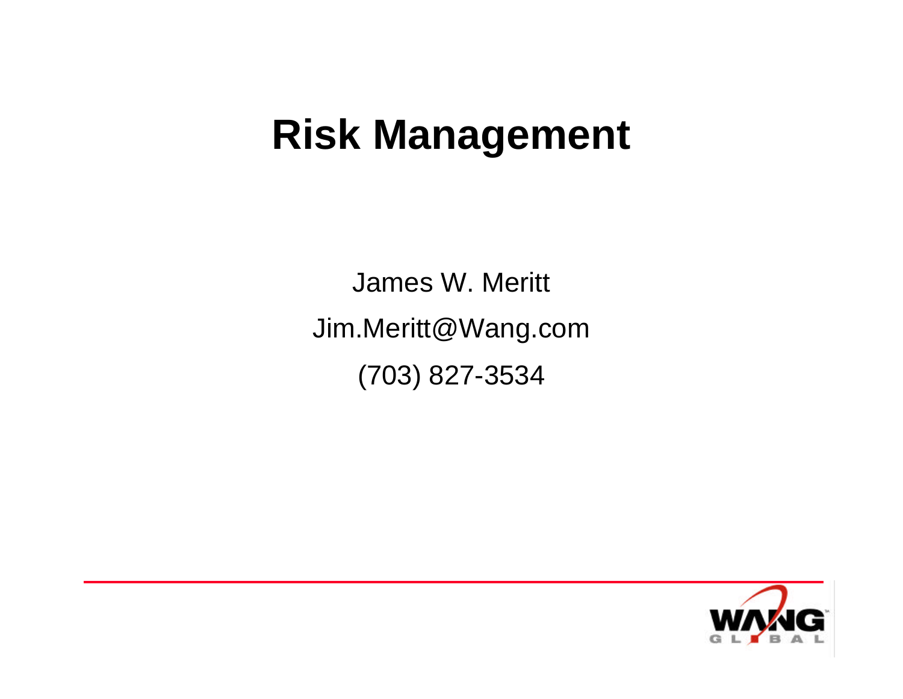# Risk Management

James W. Meritt

Jim.Meritt@Wang.com

(703) 827-3534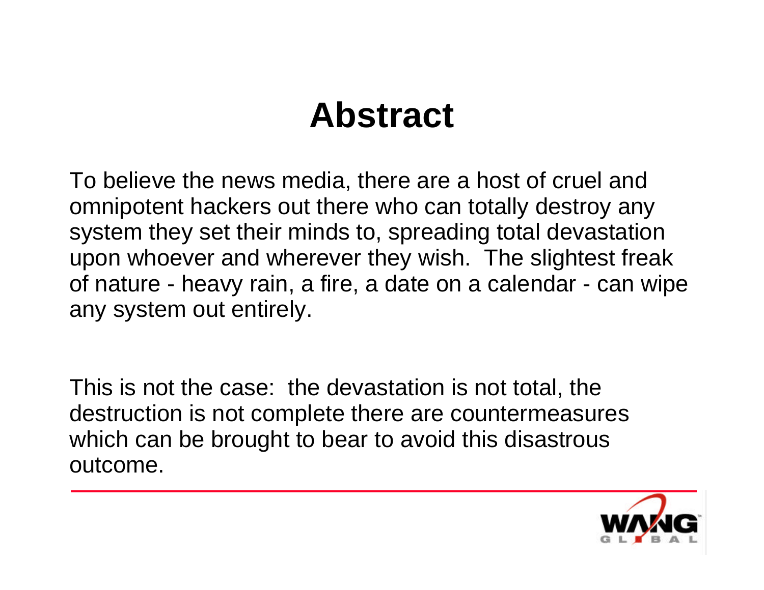# Abstract

To believe the news media, there are a host of cruel and omnipotent hackers out there who can totally destroy any system they set their minds to, spreading total devastation upon whoever and wherever they wish.  The slightest freak of nature - heavy rain, a fire, a date on a calendar - can wipe any system out entirely.

This is not the case:  the devastation is not total, the destruction is not complete there are countermeasures which can be brought to bear to avoid this disastrous outcome.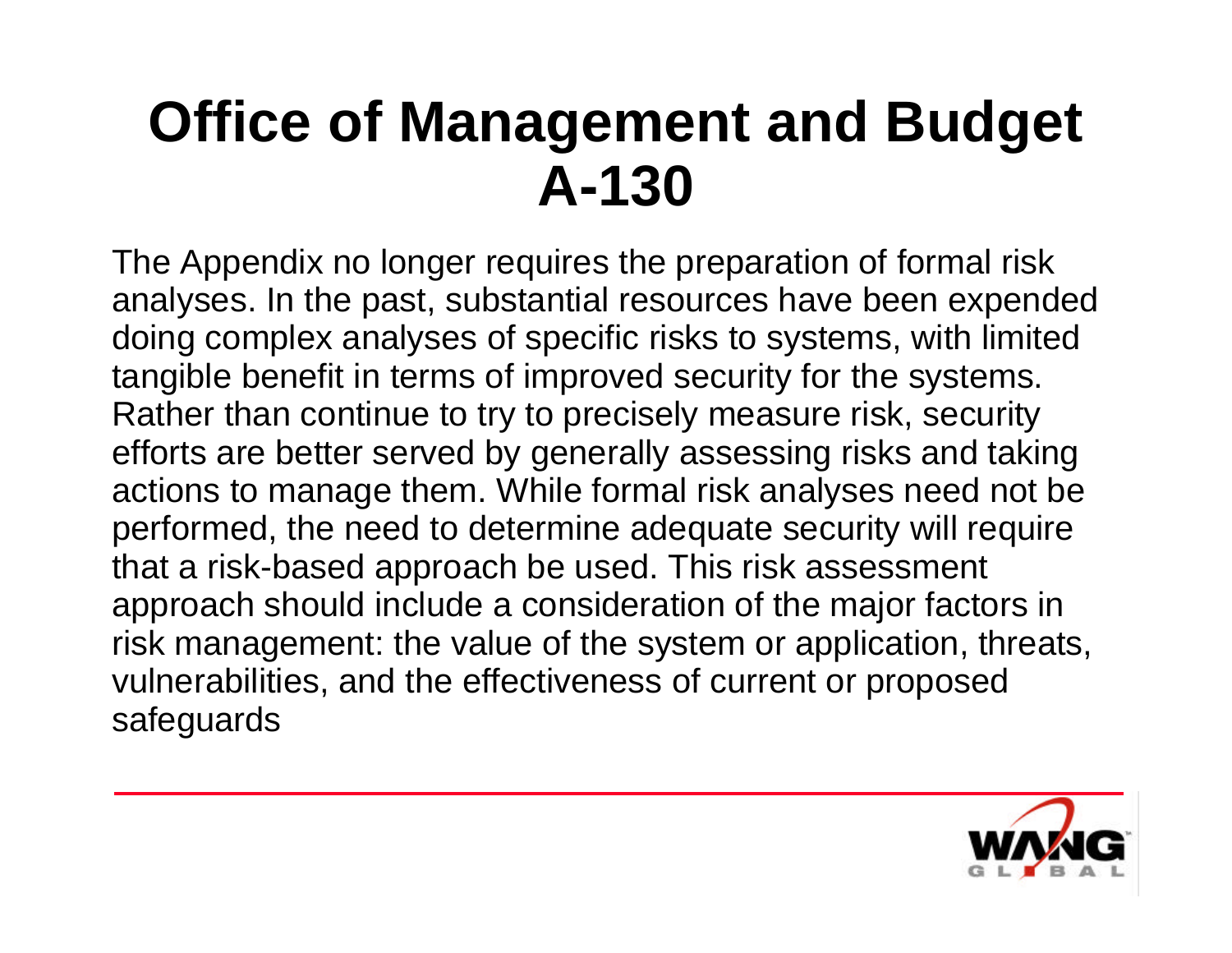# Office of Management and Budget A-130

The Appendix no longer requires the preparation of formal risk analyses. In the past, substantial resources have been expended doing complex analyses of specific risks to systems, with limited tangible benefit in terms of improved security for the systems. Rather than continue to try to precisely measure risk, security efforts are better served by generally assessing risks and taking actions to manage them. While formal risk analyses need not be performed, the need to determine adequate security will require that a risk-based approach be used. This risk assessment approach should include a consideration of the major factors in risk management: the value of the system or application, threats, vulnerabilities, and the effectiveness of current or proposed safeguards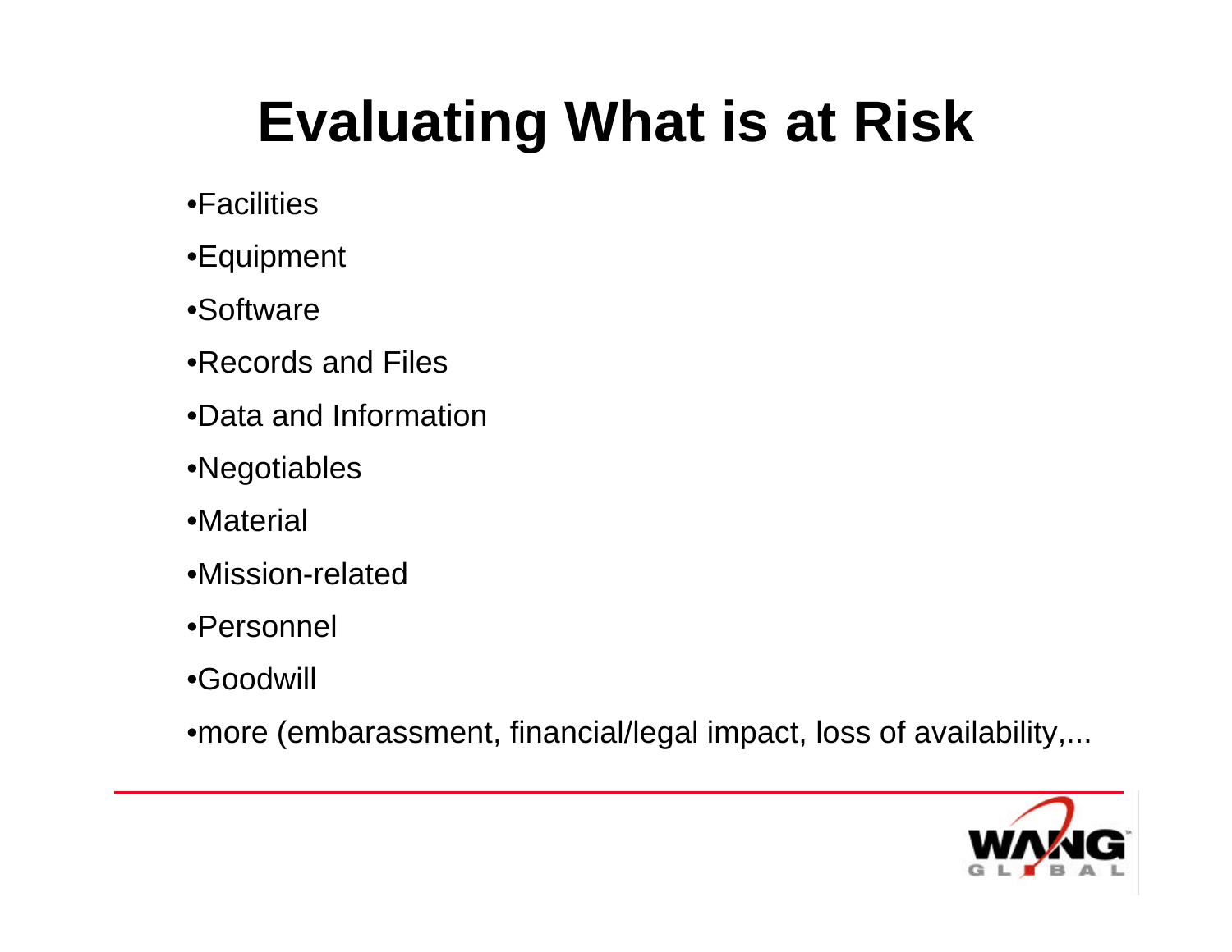# Evaluating What is at Risk

- Facilities
- Equipment
- Software
- Records and Files
- Data and Information
- Negotiables
- Material
- Mission-related
- Personnel
- Goodwill
- more (embarassment, financial/legal impact, loss of availability,...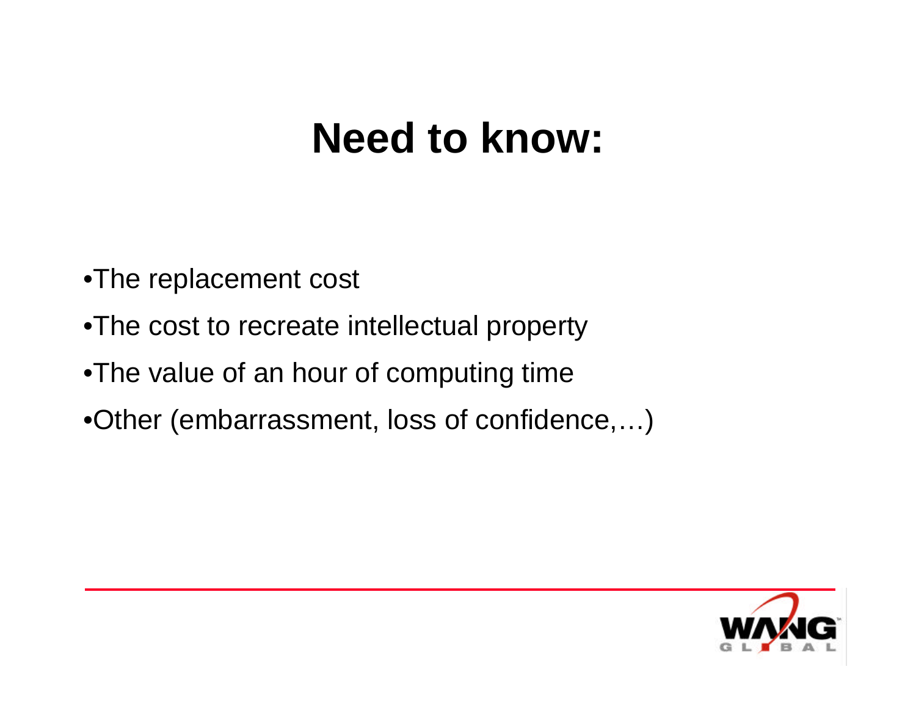# Need to know:

- The replacement cost
- The cost to recreate intellectual property
- The value of an hour of computing time
- Other (embarrassment, loss of confidence,…)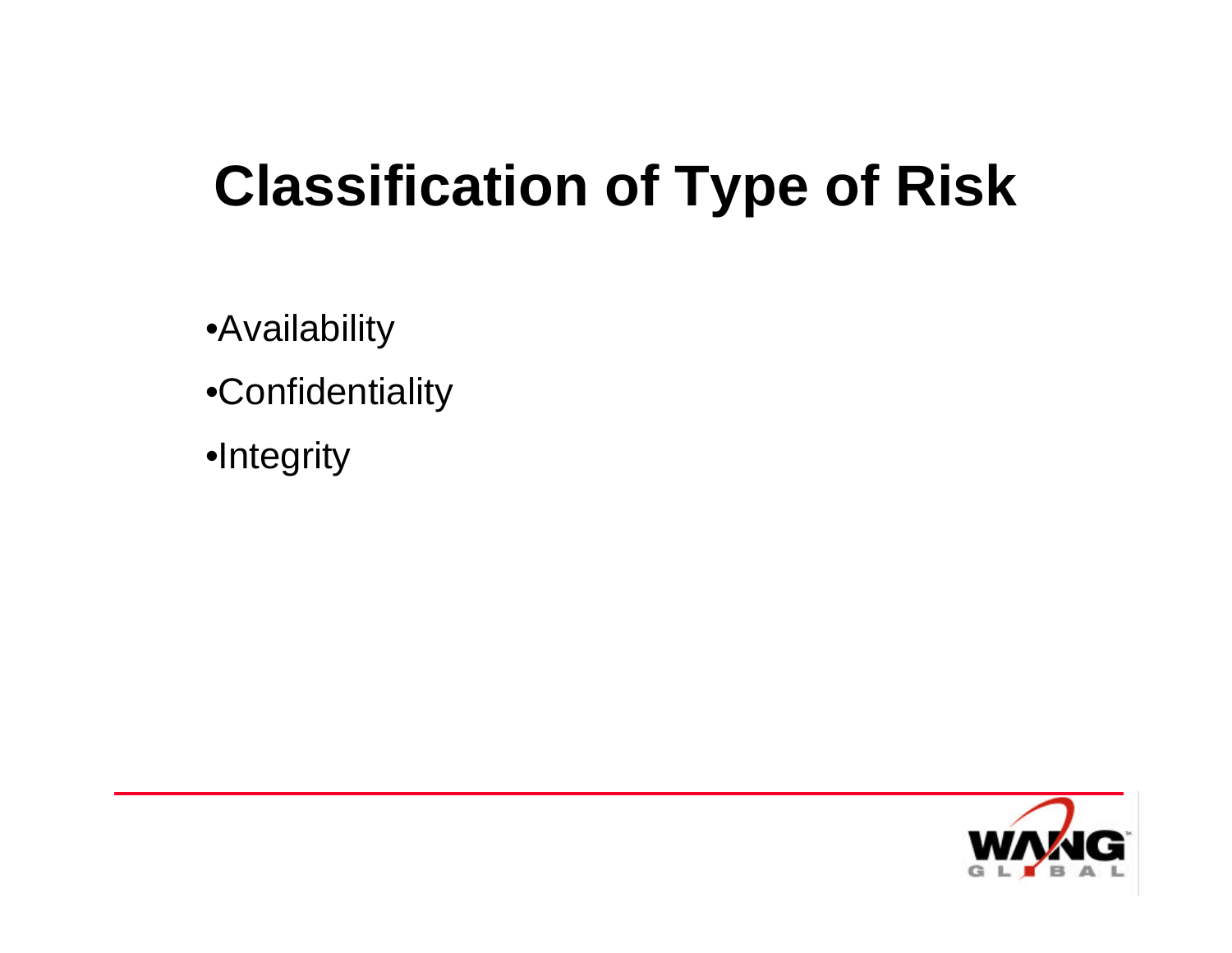# Classification of Type of Risk

- Availability
- Confidentiality
- Integrity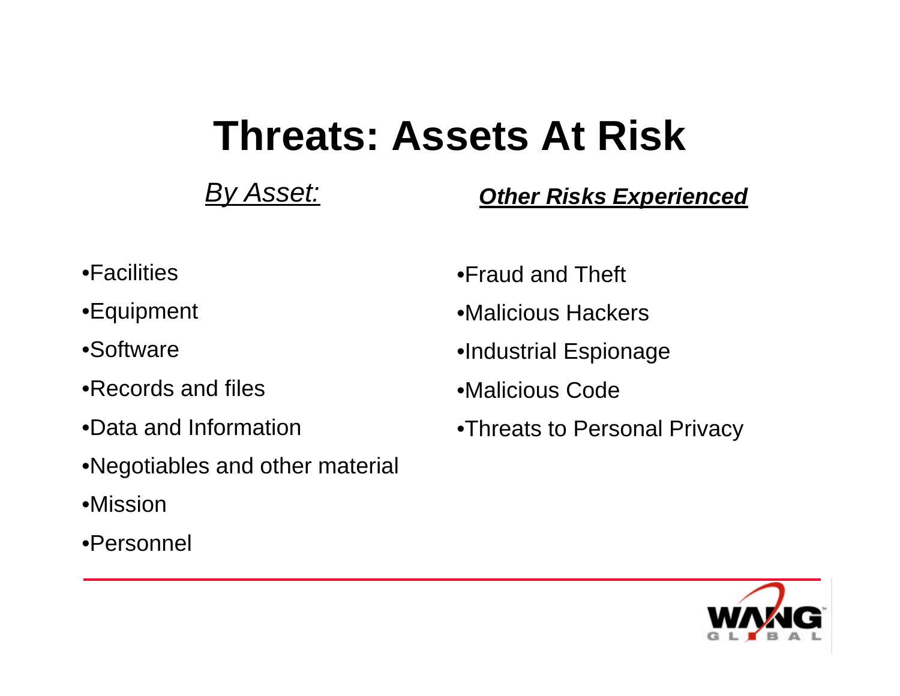# Threats: Assets At Risk

*By Asset:*

- Facilities
- Equipment
- Software
- Records and files
- Data and Information
- Negotiables and other material
- Mission
- Personnel

***Other Risks Experienced***

- Fraud and Theft
- Malicious Hackers
- Industrial Espionage
- Malicious Code
- Threats to Personal Privacy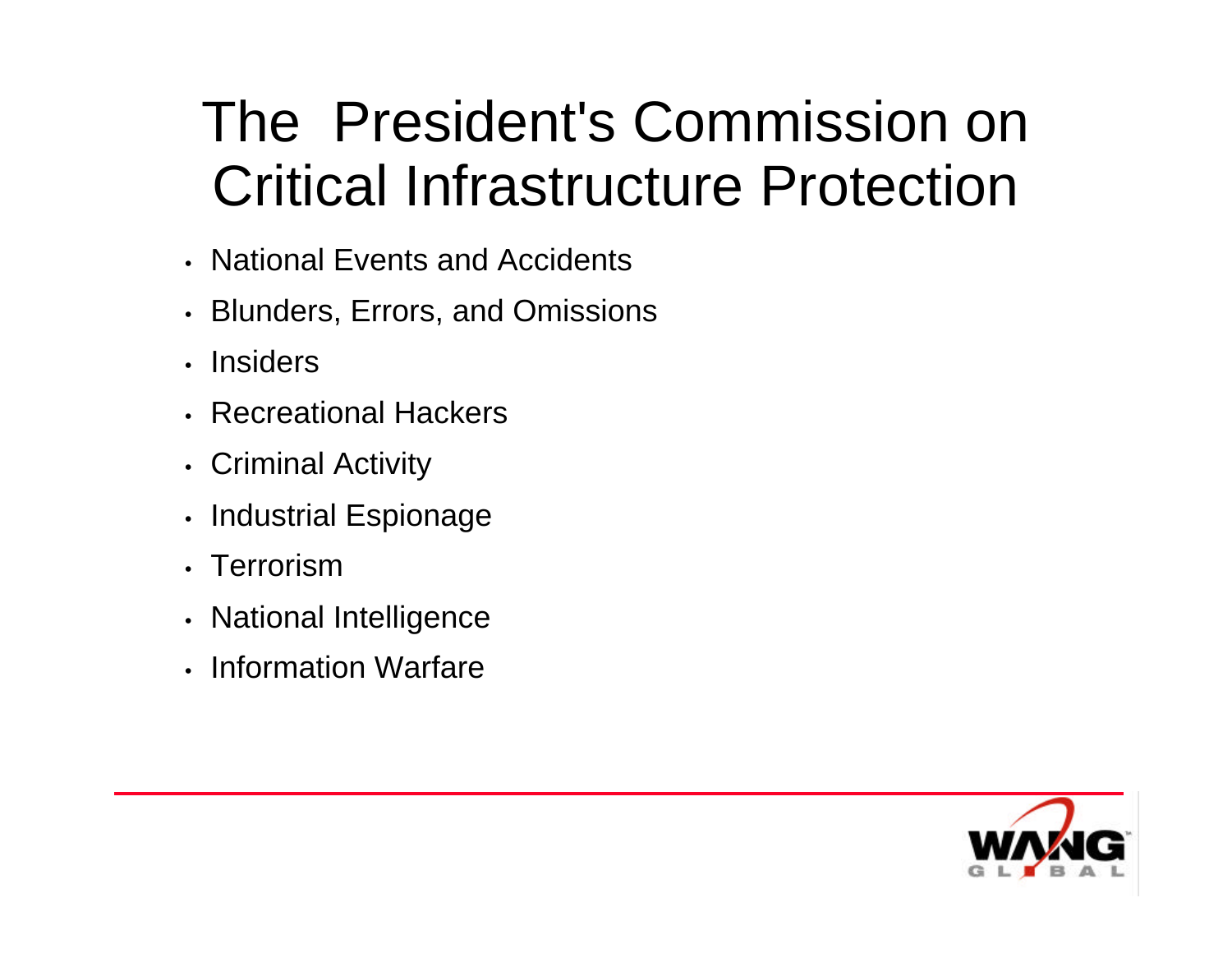# The President's Commission on Critical Infrastructure Protection

- National Events and Accidents
- Blunders, Errors, and Omissions
- Insiders
- Recreational Hackers
- Criminal Activity
- Industrial Espionage
- Terrorism
- National Intelligence
- Information Warfare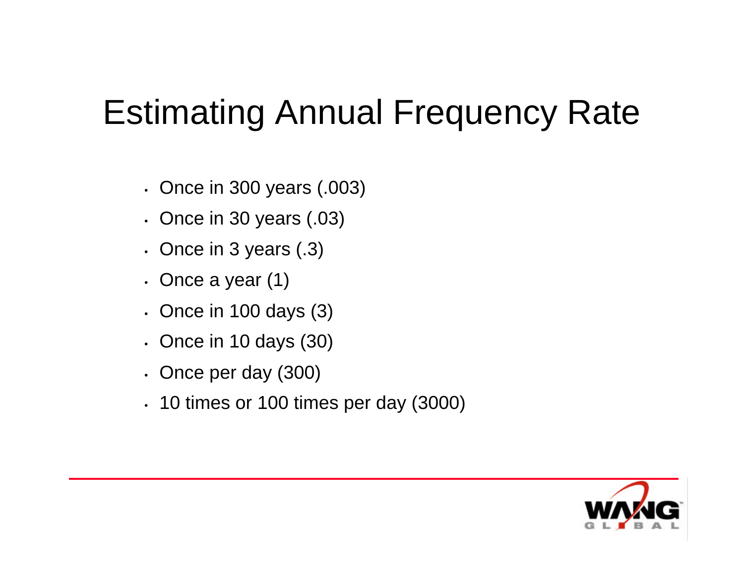# Estimating Annual Frequency Rate

- Once in 300 years (.003)
- Once in 30 years (.03)
- Once in 3 years (.3)
- Once a year (1)
- Once in 100 days (3)
- Once in 10 days (30)
- Once per day (300)
- 10 times or 100 times per day (3000)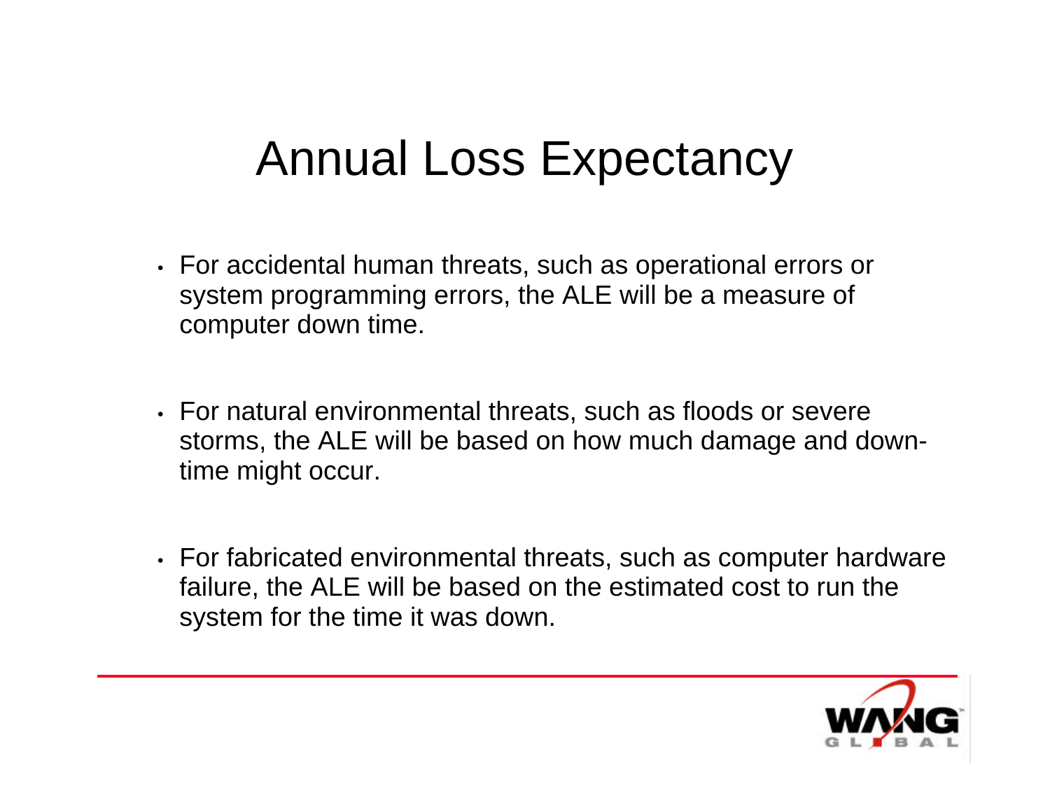# Annual Loss Expectancy

- For accidental human threats, such as operational errors or system programming errors, the ALE will be a measure of computer down time.
- For natural environmental threats, such as floods or severe storms, the ALE will be based on how much damage and down-time might occur.
- For fabricated environmental threats, such as computer hardware failure, the ALE will be based on the estimated cost to run the system for the time it was down.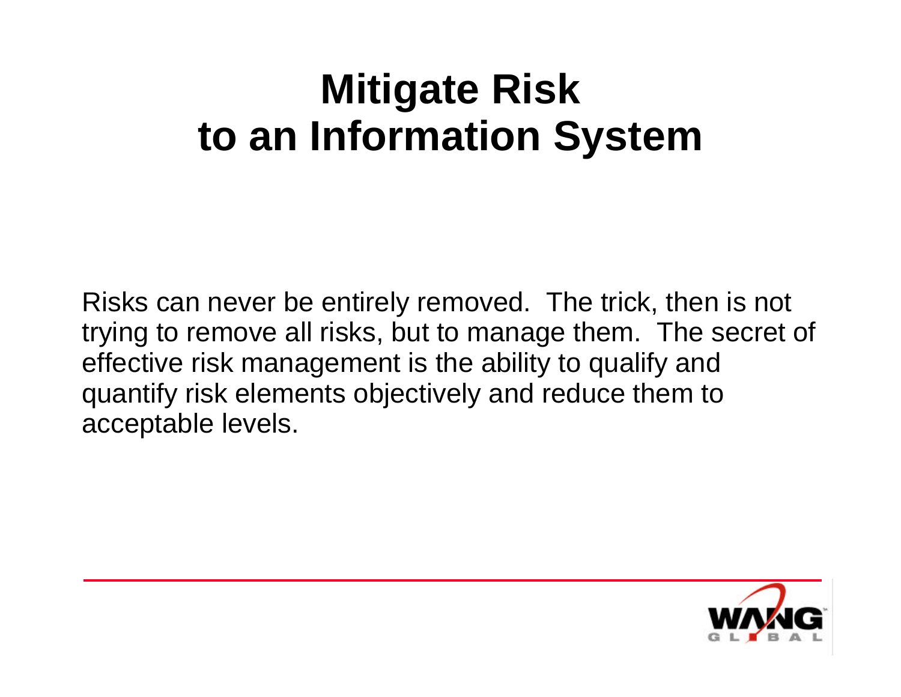# Mitigate Risk to an Information System

Risks can never be entirely removed. The trick, then is not trying to remove all risks, but to manage them. The secret of effective risk management is the ability to qualify and quantify risk elements objectively and reduce them to acceptable levels.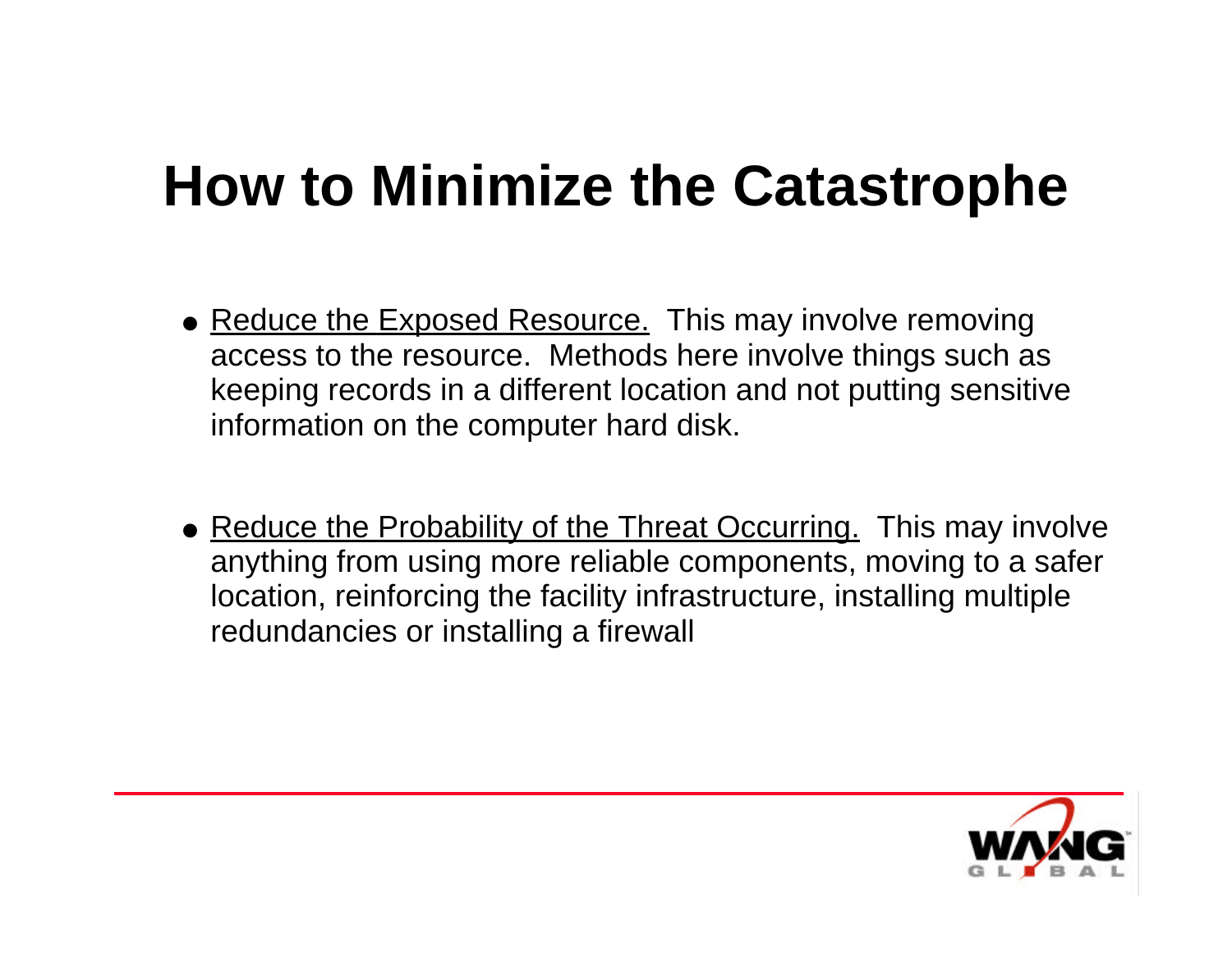# How to Minimize the Catastrophe

- Reduce the Exposed Resource. This may involve removing access to the resource. Methods here involve things such as keeping records in a different location and not putting sensitive information on the computer hard disk.

- Reduce the Probability of the Threat Occurring. This may involve anything from using more reliable components, moving to a safer location, reinforcing the facility infrastructure, installing multiple redundancies or installing a firewall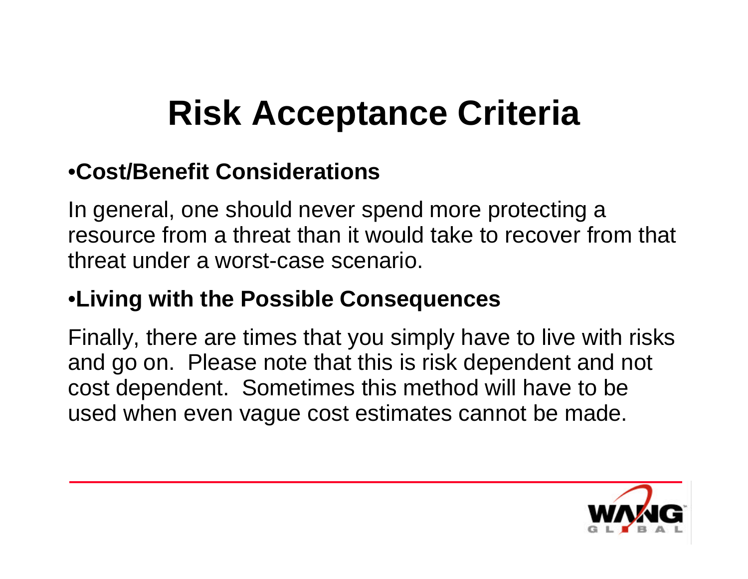# Risk Acceptance Criteria

- **Cost/Benefit Considerations**

In general, one should never spend more protecting a resource from a threat than it would take to recover from that threat under a worst-case scenario.

- **Living with the Possible Consequences**

Finally, there are times that you simply have to live with risks and go on. Please note that this is risk dependent and not cost dependent. Sometimes this method will have to be used when even vague cost estimates cannot be made.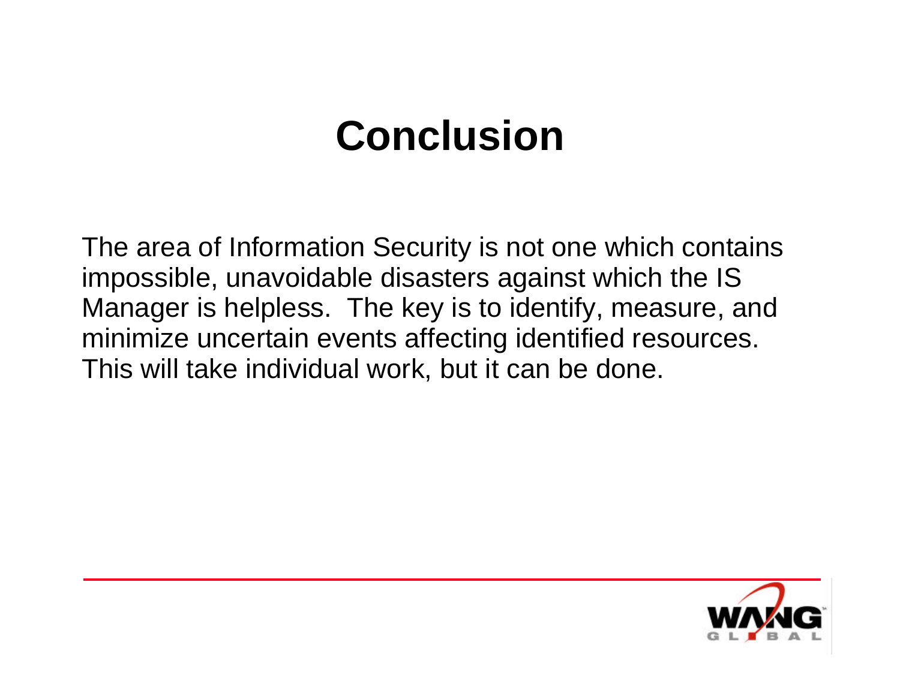# Conclusion

The area of Information Security is not one which contains impossible, unavoidable disasters against which the IS Manager is helpless. The key is to identify, measure, and minimize uncertain events affecting identified resources. This will take individual work, but it can be done.